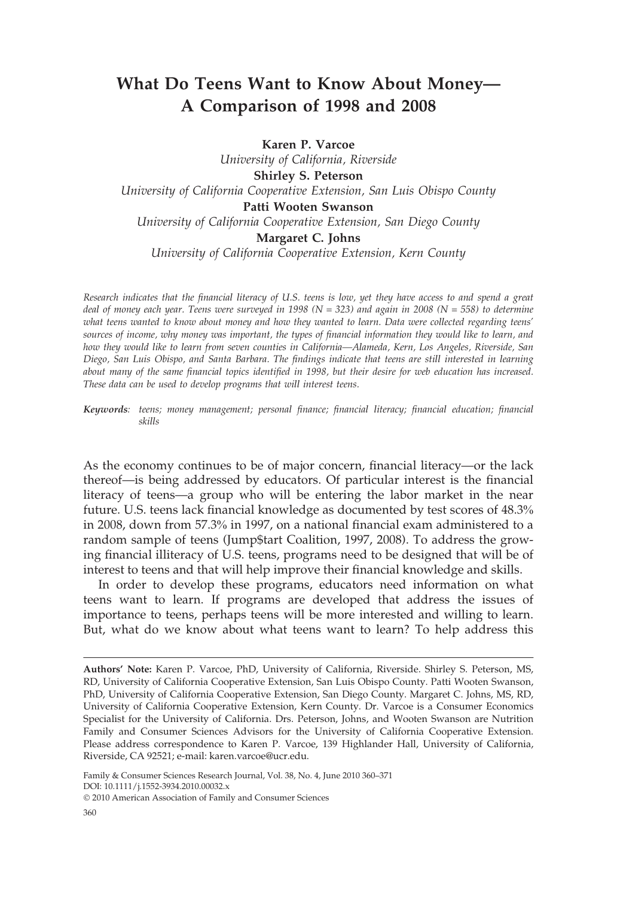# What Do Teens Want to Know About Money—A Comparison of 1998 and 2008

**Karen P. Varcoe**
*University of California, Riverside*

**Shirley S. Peterson**
*University of California Cooperative Extension, San Luis Obispo County*

**Patti Wooten Swanson**
*University of California Cooperative Extension, San Diego County*

**Margaret C. Johns**
*University of California Cooperative Extension, Kern County*

*Research indicates that the financial literacy of U.S. teens is low, yet they have access to and spend a great deal of money each year. Teens were surveyed in 1998 (N = 323) and again in 2008 (N = 558) to determine what teens wanted to know about money and how they wanted to learn. Data were collected regarding teens' sources of income, why money was important, the types of financial information they would like to learn, and how they would like to learn from seven counties in California—Alameda, Kern, Los Angeles, Riverside, San Diego, San Luis Obispo, and Santa Barbara. The findings indicate that teens are still interested in learning about many of the same financial topics identified in 1998, but their desire for web education has increased. These data can be used to develop programs that will interest teens.*

*Keywords*: teens; money management; personal finance; financial literacy; financial education; financial skills

As the economy continues to be of major concern, financial literacy—or the lack thereof—is being addressed by educators. Of particular interest is the financial literacy of teens—a group who will be entering the labor market in the near future. U.S. teens lack financial knowledge as documented by test scores of 48.3% in 2008, down from 57.3% in 1997, on a national financial exam administered to a random sample of teens (Jump$tart Coalition, 1997, 2008). To address the growing financial illiteracy of U.S. teens, programs need to be designed that will be of interest to teens and that will help improve their financial knowledge and skills.

In order to develop these programs, educators need information on what teens want to learn. If programs are developed that address the issues of importance to teens, perhaps teens will be more interested and willing to learn. But, what do we know about what teens want to learn? To help address this

---

**Authors' Note:** Karen P. Varcoe, PhD, University of California, Riverside. Shirley S. Peterson, MS, RD, University of California Cooperative Extension, San Luis Obispo County. Patti Wooten Swanson, PhD, University of California Cooperative Extension, San Diego County. Margaret C. Johns, MS, RD, University of California Cooperative Extension, Kern County. Dr. Varcoe is a Consumer Economics Specialist for the University of California. Drs. Peterson, Johns, and Wooten Swanson are Nutrition Family and Consumer Sciences Advisors for the University of California Cooperative Extension. Please address correspondence to Karen P. Varcoe, 139 Highlander Hall, University of California, Riverside, CA 92521; e-mail: karen.varcoe@ucr.edu.

Family & Consumer Sciences Research Journal, Vol. 38, No. 4, June 2010 360–371
DOI: 10.1111/j.1552-3934.2010.00032.x
© 2010 American Association of Family and Consumer Sciences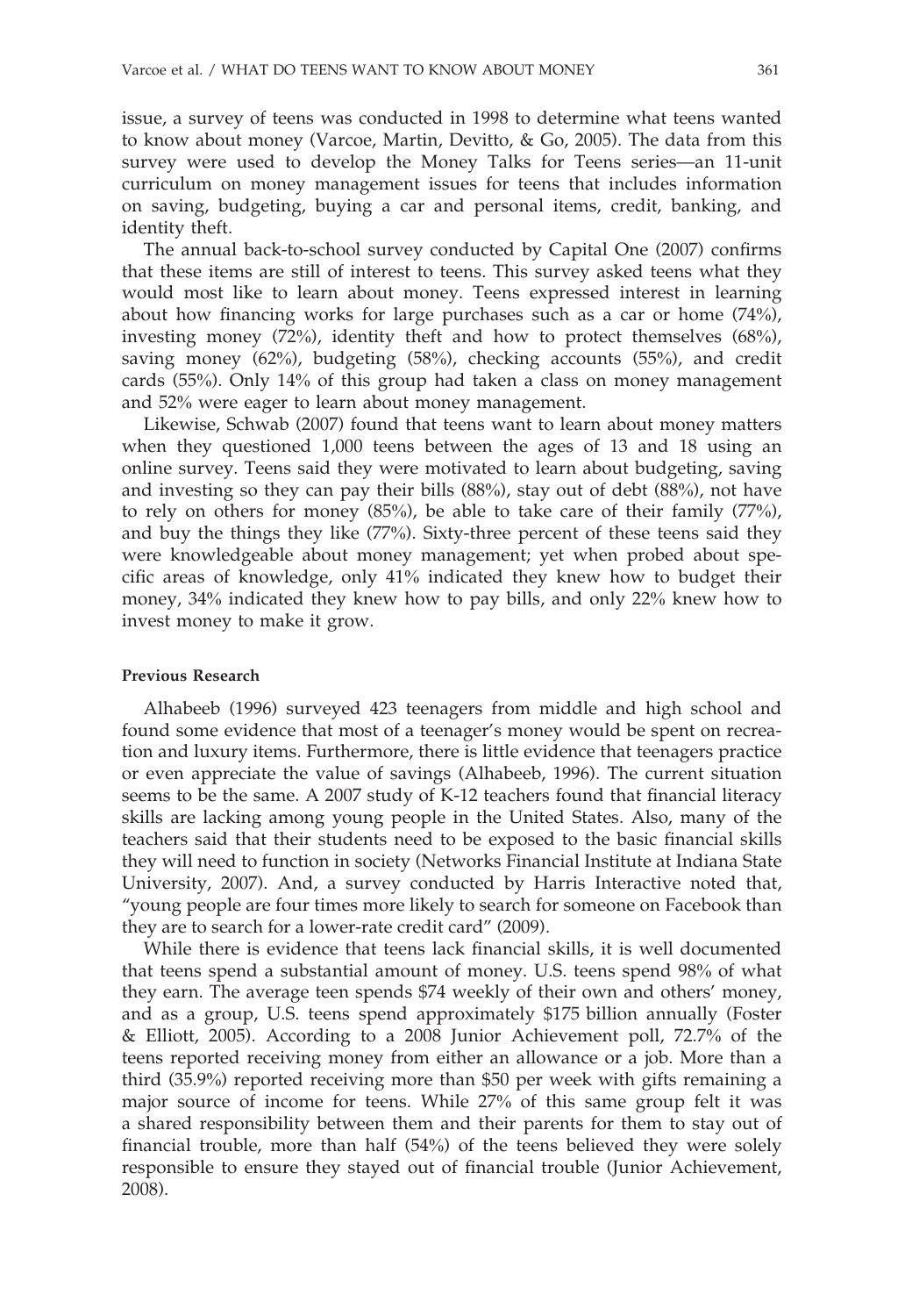issue, a survey of teens was conducted in 1998 to determine what teens wanted to know about money (Varcoe, Martin, Devitto, & Go, 2005). The data from this survey were used to develop the Money Talks for Teens series—an 11-unit curriculum on money management issues for teens that includes information on saving, budgeting, buying a car and personal items, credit, banking, and identity theft.

The annual back-to-school survey conducted by Capital One (2007) confirms that these items are still of interest to teens. This survey asked teens what they would most like to learn about money. Teens expressed interest in learning about how financing works for large purchases such as a car or home (74%), investing money (72%), identity theft and how to protect themselves (68%), saving money (62%), budgeting (58%), checking accounts (55%), and credit cards (55%). Only 14% of this group had taken a class on money management and 52% were eager to learn about money management.

Likewise, Schwab (2007) found that teens want to learn about money matters when they questioned 1,000 teens between the ages of 13 and 18 using an online survey. Teens said they were motivated to learn about budgeting, saving and investing so they can pay their bills (88%), stay out of debt (88%), not have to rely on others for money (85%), be able to take care of their family (77%), and buy the things they like (77%). Sixty-three percent of these teens said they were knowledgeable about money management; yet when probed about specific areas of knowledge, only 41% indicated they knew how to budget their money, 34% indicated they knew how to pay bills, and only 22% knew how to invest money to make it grow.

### Previous Research

Alhabeeb (1996) surveyed 423 teenagers from middle and high school and found some evidence that most of a teenager's money would be spent on recreation and luxury items. Furthermore, there is little evidence that teenagers practice or even appreciate the value of savings (Alhabeeb, 1996). The current situation seems to be the same. A 2007 study of K-12 teachers found that financial literacy skills are lacking among young people in the United States. Also, many of the teachers said that their students need to be exposed to the basic financial skills they will need to function in society (Networks Financial Institute at Indiana State University, 2007). And, a survey conducted by Harris Interactive noted that, "young people are four times more likely to search for someone on Facebook than they are to search for a lower-rate credit card" (2009).

While there is evidence that teens lack financial skills, it is well documented that teens spend a substantial amount of money. U.S. teens spend 98% of what they earn. The average teen spends $74 weekly of their own and others' money, and as a group, U.S. teens spend approximately $175 billion annually (Foster & Elliott, 2005). According to a 2008 Junior Achievement poll, 72.7% of the teens reported receiving money from either an allowance or a job. More than a third (35.9%) reported receiving more than $50 per week with gifts remaining a major source of income for teens. While 27% of this same group felt it was a shared responsibility between them and their parents for them to stay out of financial trouble, more than half (54%) of the teens believed they were solely responsible to ensure they stayed out of financial trouble (Junior Achievement, 2008).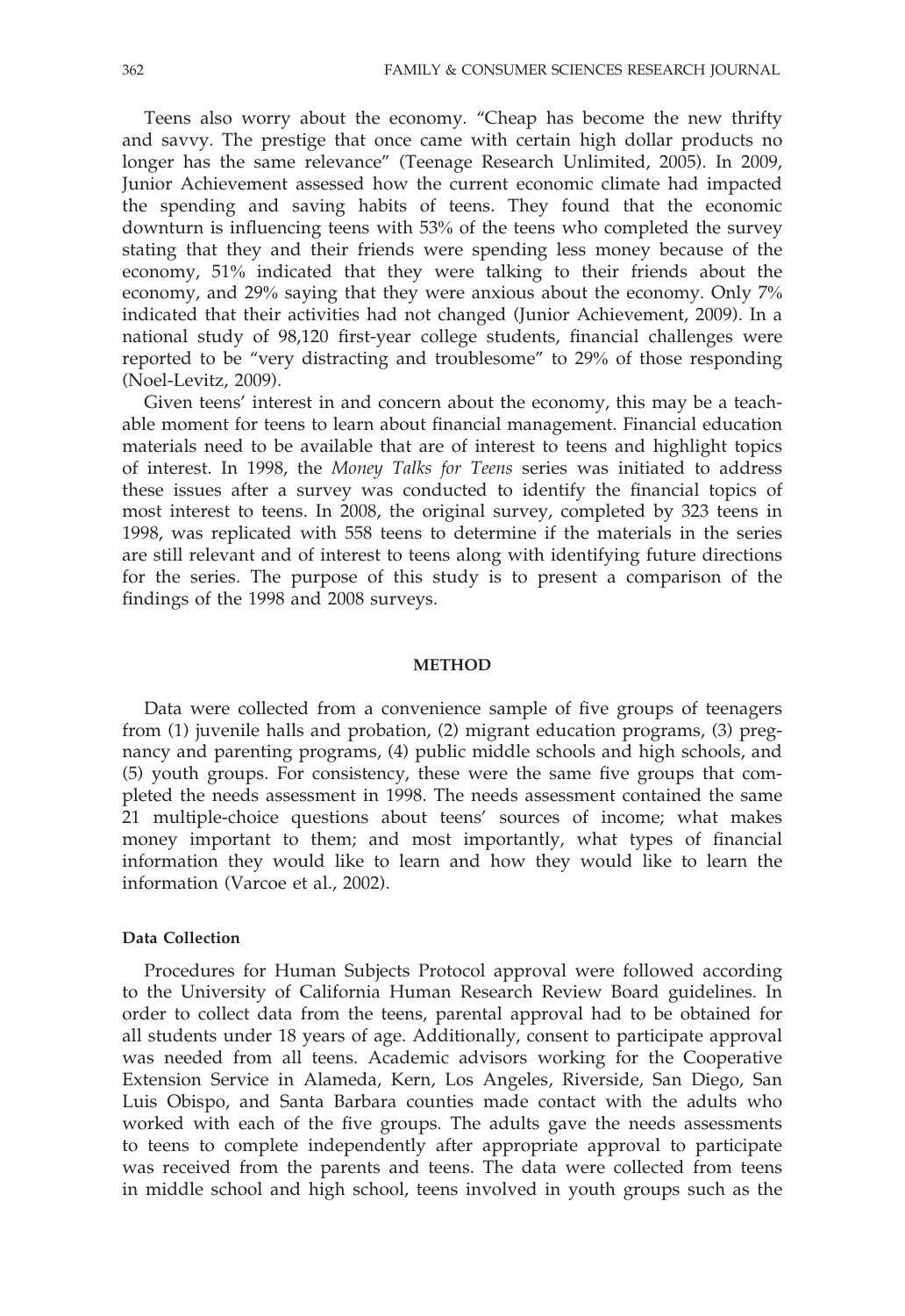Teens also worry about the economy. "Cheap has become the new thrifty and savvy. The prestige that once came with certain high dollar products no longer has the same relevance" (Teenage Research Unlimited, 2005). In 2009, Junior Achievement assessed how the current economic climate had impacted the spending and saving habits of teens. They found that the economic downturn is influencing teens with 53% of the teens who completed the survey stating that they and their friends were spending less money because of the economy, 51% indicated that they were talking to their friends about the economy, and 29% saying that they were anxious about the economy. Only 7% indicated that their activities had not changed (Junior Achievement, 2009). In a national study of 98,120 first-year college students, financial challenges were reported to be "very distracting and troublesome" to 29% of those responding (Noel-Levitz, 2009).

Given teens' interest in and concern about the economy, this may be a teachable moment for teens to learn about financial management. Financial education materials need to be available that are of interest to teens and highlight topics of interest. In 1998, the *Money Talks for Teens* series was initiated to address these issues after a survey was conducted to identify the financial topics of most interest to teens. In 2008, the original survey, completed by 323 teens in 1998, was replicated with 558 teens to determine if the materials in the series are still relevant and of interest to teens along with identifying future directions for the series. The purpose of this study is to present a comparison of the findings of the 1998 and 2008 surveys.

## METHOD

Data were collected from a convenience sample of five groups of teenagers from (1) juvenile halls and probation, (2) migrant education programs, (3) pregnancy and parenting programs, (4) public middle schools and high schools, and (5) youth groups. For consistency, these were the same five groups that completed the needs assessment in 1998. The needs assessment contained the same 21 multiple-choice questions about teens' sources of income; what makes money important to them; and most importantly, what types of financial information they would like to learn and how they would like to learn the information (Varcoe et al., 2002).

### Data Collection

Procedures for Human Subjects Protocol approval were followed according to the University of California Human Research Review Board guidelines. In order to collect data from the teens, parental approval had to be obtained for all students under 18 years of age. Additionally, consent to participate approval was needed from all teens. Academic advisors working for the Cooperative Extension Service in Alameda, Kern, Los Angeles, Riverside, San Diego, San Luis Obispo, and Santa Barbara counties made contact with the adults who worked with each of the five groups. The adults gave the needs assessments to teens to complete independently after appropriate approval to participate was received from the parents and teens. The data were collected from teens in middle school and high school, teens involved in youth groups such as the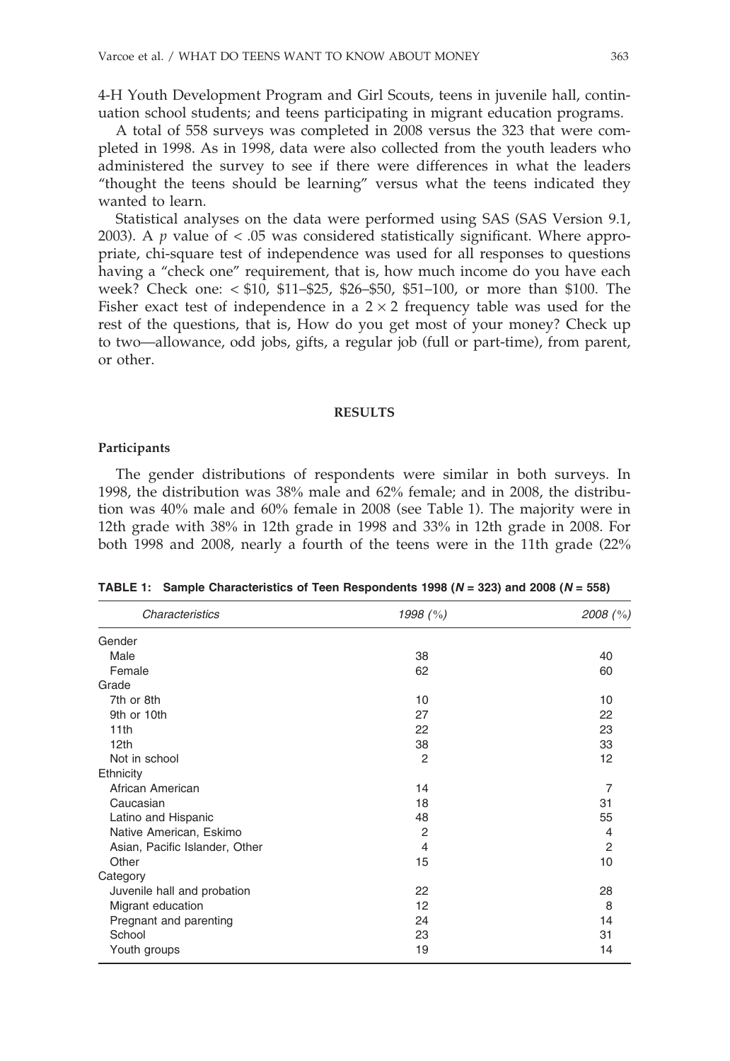4-H Youth Development Program and Girl Scouts, teens in juvenile hall, continuation school students; and teens participating in migrant education programs.

A total of 558 surveys was completed in 2008 versus the 323 that were completed in 1998. As in 1998, data were also collected from the youth leaders who administered the survey to see if there were differences in what the leaders "thought the teens should be learning" versus what the teens indicated they wanted to learn.

Statistical analyses on the data were performed using SAS (SAS Version 9.1, 2003). A $p$ value of $< .05$ was considered statistically significant. Where appropriate, chi-square test of independence was used for all responses to questions having a "check one" requirement, that is, how much income do you have each week? Check one: < $10, $11–$25, $26–$50, $51–100, or more than $100. The Fisher exact test of independence in a $2 \times 2$ frequency table was used for the rest of the questions, that is, How do you get most of your money? Check up to two—allowance, odd jobs, gifts, a regular job (full or part-time), from parent, or other.

## RESULTS

### Participants

The gender distributions of respondents were similar in both surveys. In 1998, the distribution was 38% male and 62% female; and in 2008, the distribution was 40% male and 60% female in 2008 (see Table 1). The majority were in 12th grade with 38% in 12th grade in 1998 and 33% in 12th grade in 2008. For both 1998 and 2008, nearly a fourth of the teens were in the 11th grade (22%

**TABLE 1: Sample Characteristics of Teen Respondents 1998 ($N$ = 323) and 2008 ($N$ = 558)**

| *Characteristics* | *1998 (%)* | *2008 (%)* |
|---|---|---|
| Gender | | |
| Male | 38 | 40 |
| Female | 62 | 60 |
| Grade | | |
| 7th or 8th | 10 | 10 |
| 9th or 10th | 27 | 22 |
| 11th | 22 | 23 |
| 12th | 38 | 33 |
| Not in school | 2 | 12 |
| Ethnicity | | |
| African American | 14 | 7 |
| Caucasian | 18 | 31 |
| Latino and Hispanic | 48 | 55 |
| Native American, Eskimo | 2 | 4 |
| Asian, Pacific Islander, Other | 4 | 2 |
| Other | 15 | 10 |
| Category | | |
| Juvenile hall and probation | 22 | 28 |
| Migrant education | 12 | 8 |
| Pregnant and parenting | 24 | 14 |
| School | 23 | 31 |
| Youth groups | 19 | 14 |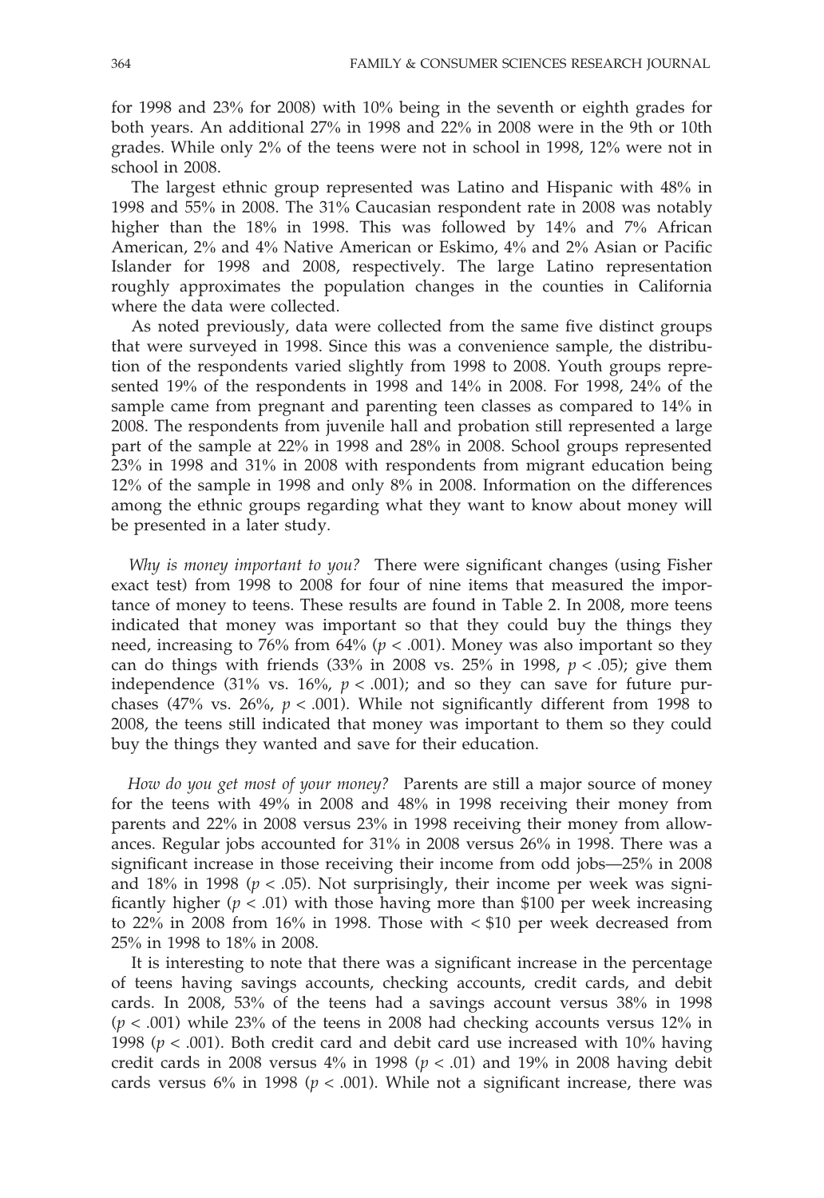for 1998 and 23% for 2008) with 10% being in the seventh or eighth grades for both years. An additional 27% in 1998 and 22% in 2008 were in the 9th or 10th grades. While only 2% of the teens were not in school in 1998, 12% were not in school in 2008.

The largest ethnic group represented was Latino and Hispanic with 48% in 1998 and 55% in 2008. The 31% Caucasian respondent rate in 2008 was notably higher than the 18% in 1998. This was followed by 14% and 7% African American, 2% and 4% Native American or Eskimo, 4% and 2% Asian or Pacific Islander for 1998 and 2008, respectively. The large Latino representation roughly approximates the population changes in the counties in California where the data were collected.

As noted previously, data were collected from the same five distinct groups that were surveyed in 1998. Since this was a convenience sample, the distribution of the respondents varied slightly from 1998 to 2008. Youth groups represented 19% of the respondents in 1998 and 14% in 2008. For 1998, 24% of the sample came from pregnant and parenting teen classes as compared to 14% in 2008. The respondents from juvenile hall and probation still represented a large part of the sample at 22% in 1998 and 28% in 2008. School groups represented 23% in 1998 and 31% in 2008 with respondents from migrant education being 12% of the sample in 1998 and only 8% in 2008. Information on the differences among the ethnic groups regarding what they want to know about money will be presented in a later study.

*Why is money important to you?* There were significant changes (using Fisher exact test) from 1998 to 2008 for four of nine items that measured the importance of money to teens. These results are found in Table 2. In 2008, more teens indicated that money was important so that they could buy the things they need, increasing to 76% from 64% ($p < .001$). Money was also important so they can do things with friends (33% in 2008 vs. 25% in 1998, $p < .05$); give them independence (31% vs. 16%, $p < .001$); and so they can save for future purchases (47% vs. 26%, $p < .001$). While not significantly different from 1998 to 2008, the teens still indicated that money was important to them so they could buy the things they wanted and save for their education.

*How do you get most of your money?* Parents are still a major source of money for the teens with 49% in 2008 and 48% in 1998 receiving their money from parents and 22% in 2008 versus 23% in 1998 receiving their money from allowances. Regular jobs accounted for 31% in 2008 versus 26% in 1998. There was a significant increase in those receiving their income from odd jobs—25% in 2008 and 18% in 1998 ($p < .05$). Not surprisingly, their income per week was significantly higher ($p < .01$) with those having more than \$100 per week increasing to 22% in 2008 from 16% in 1998. Those with < \$10 per week decreased from 25% in 1998 to 18% in 2008.

It is interesting to note that there was a significant increase in the percentage of teens having savings accounts, checking accounts, credit cards, and debit cards. In 2008, 53% of the teens had a savings account versus 38% in 1998 ($p < .001$) while 23% of the teens in 2008 had checking accounts versus 12% in 1998 ($p < .001$). Both credit card and debit card use increased with 10% having credit cards in 2008 versus 4% in 1998 ($p < .01$) and 19% in 2008 having debit cards versus 6% in 1998 ($p < .001$). While not a significant increase, there was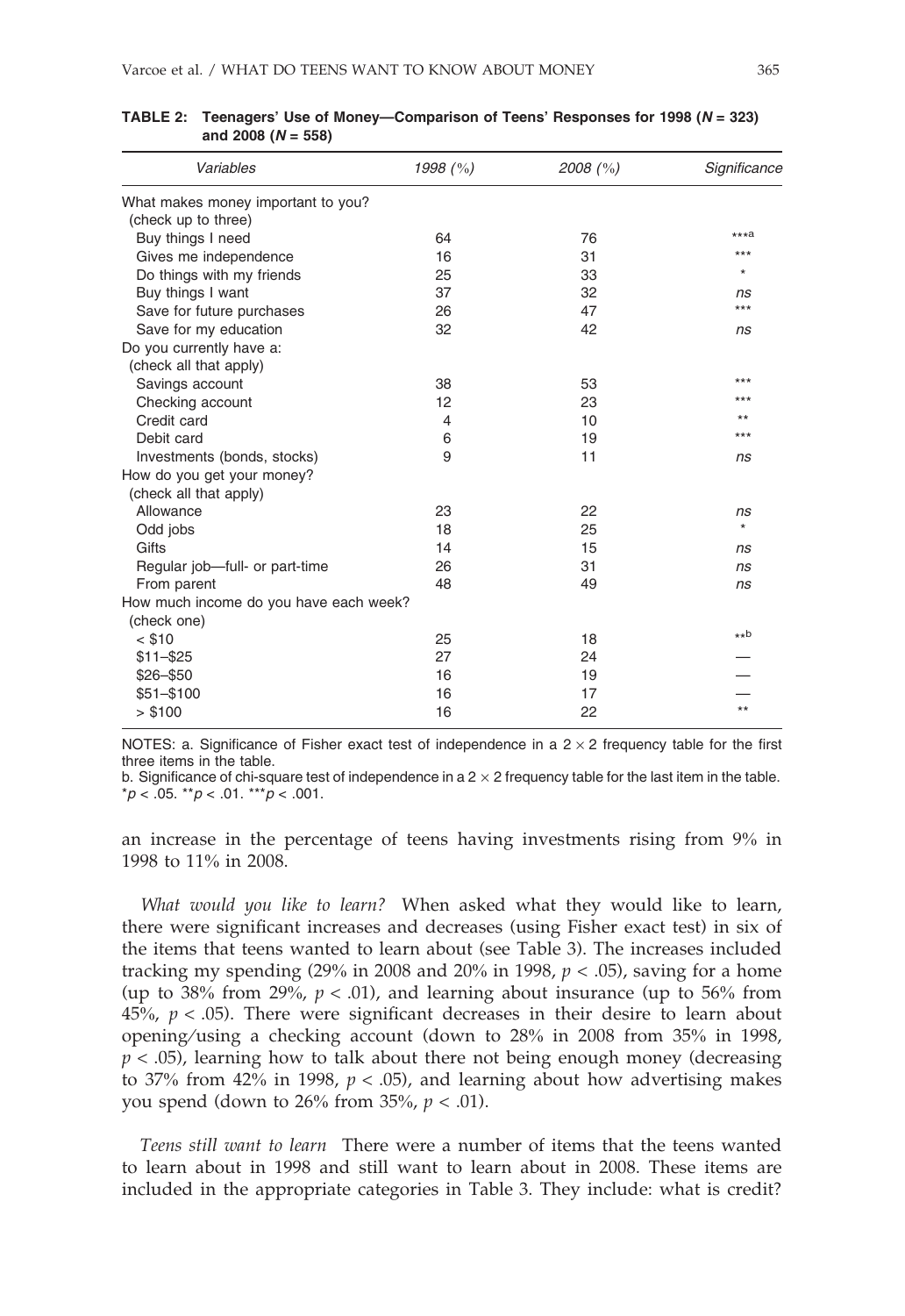**TABLE 2: Teenagers' Use of Money—Comparison of Teens' Responses for 1998 ($N = 323$) and 2008 ($N = 558$)**

| *Variables* | *1998 (%)* | *2008 (%)* | *Significance* |
|---|---|---|---|
| What makes money important to you? (check up to three) | | | |
| Buy things I need | 64 | 76 | ***a |
| Gives me independence | 16 | 31 | *** |
| Do things with my friends | 25 | 33 | * |
| Buy things I want | 37 | 32 | *ns* |
| Save for future purchases | 26 | 47 | *** |
| Save for my education | 32 | 42 | *ns* |
| Do you currently have a: (check all that apply) | | | |
| Savings account | 38 | 53 | *** |
| Checking account | 12 | 23 | *** |
| Credit card | 4 | 10 | ** |
| Debit card | 6 | 19 | *** |
| Investments (bonds, stocks) | 9 | 11 | *ns* |
| How do you get your money? (check all that apply) | | | |
| Allowance | 23 | 22 | *ns* |
| Odd jobs | 18 | 25 | * |
| Gifts | 14 | 15 | *ns* |
| Regular job—full- or part-time | 26 | 31 | *ns* |
| From parent | 48 | 49 | *ns* |
| How much income do you have each week? (check one) | | | |
| < $10 | 25 | 18 | **b |
| $11–$25 | 27 | 24 | — |
| $26–$50 | 16 | 19 | — |
| $51–$100 | 16 | 17 | — |
| > $100 | 16 | 22 | ** |

NOTES: a. Significance of Fisher exact test of independence in a 2 × 2 frequency table for the first three items in the table.
b. Significance of chi-square test of independence in a 2 × 2 frequency table for the last item in the table.
*$p < .05$. **$p < .01$. ***$p < .001$.

an increase in the percentage of teens having investments rising from 9% in 1998 to 11% in 2008.

*What would you like to learn?* When asked what they would like to learn, there were significant increases and decreases (using Fisher exact test) in six of the items that teens wanted to learn about (see Table 3). The increases included tracking my spending (29% in 2008 and 20% in 1998, $p < .05$), saving for a home (up to 38% from 29%, $p < .01$), and learning about insurance (up to 56% from 45%, $p < .05$). There were significant decreases in their desire to learn about opening/using a checking account (down to 28% in 2008 from 35% in 1998, $p < .05$), learning how to talk about there not being enough money (decreasing to 37% from 42% in 1998, $p < .05$), and learning about how advertising makes you spend (down to 26% from 35%, $p < .01$).

*Teens still want to learn* There were a number of items that the teens wanted to learn about in 1998 and still want to learn about in 2008. These items are included in the appropriate categories in Table 3. They include: what is credit?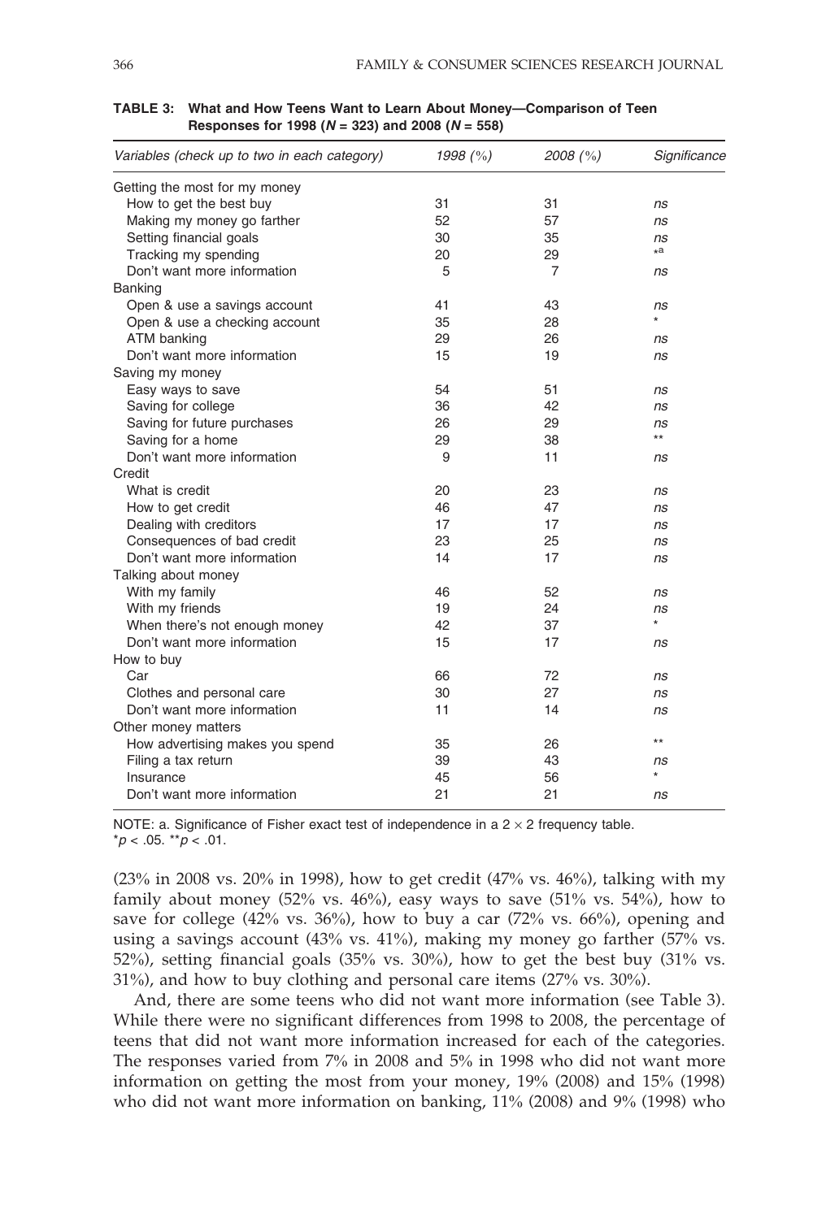**TABLE 3: What and How Teens Want to Learn About Money—Comparison of Teen Responses for 1998 ($N = 323$) and 2008 ($N = 558$)**

| *Variables (check up to two in each category)* | *1998 (%)* | *2008 (%)* | *Significance* |
|---|---|---|---|
| Getting the most for my money | | | |
| How to get the best buy | 31 | 31 | *ns* |
| Making my money go farther | 52 | 57 | *ns* |
| Setting financial goals | 30 | 35 | *ns* |
| Tracking my spending | 20 | 29 | *[a] |
| Don't want more information | 5 | 7 | *ns* |
| Banking | | | |
| Open & use a savings account | 41 | 43 | *ns* |
| Open & use a checking account | 35 | 28 | * |
| ATM banking | 29 | 26 | *ns* |
| Don't want more information | 15 | 19 | *ns* |
| Saving my money | | | |
| Easy ways to save | 54 | 51 | *ns* |
| Saving for college | 36 | 42 | *ns* |
| Saving for future purchases | 26 | 29 | *ns* |
| Saving for a home | 29 | 38 | ** |
| Don't want more information | 9 | 11 | *ns* |
| Credit | | | |
| What is credit | 20 | 23 | *ns* |
| How to get credit | 46 | 47 | *ns* |
| Dealing with creditors | 17 | 17 | *ns* |
| Consequences of bad credit | 23 | 25 | *ns* |
| Don't want more information | 14 | 17 | *ns* |
| Talking about money | | | |
| With my family | 46 | 52 | *ns* |
| With my friends | 19 | 24 | *ns* |
| When there's not enough money | 42 | 37 | * |
| Don't want more information | 15 | 17 | *ns* |
| How to buy | | | |
| Car | 66 | 72 | *ns* |
| Clothes and personal care | 30 | 27 | *ns* |
| Don't want more information | 11 | 14 | *ns* |
| Other money matters | | | |
| How advertising makes you spend | 35 | 26 | ** |
| Filing a tax return | 39 | 43 | *ns* |
| Insurance | 45 | 56 | * |
| Don't want more information | 21 | 21 | *ns* |

NOTE: a. Significance of Fisher exact test of independence in a $2 \times 2$ frequency table.
$*p < .05$. $**p < .01$.

(23% in 2008 vs. 20% in 1998), how to get credit (47% vs. 46%), talking with my family about money (52% vs. 46%), easy ways to save (51% vs. 54%), how to save for college (42% vs. 36%), how to buy a car (72% vs. 66%), opening and using a savings account (43% vs. 41%), making my money go farther (57% vs. 52%), setting financial goals (35% vs. 30%), how to get the best buy (31% vs. 31%), and how to buy clothing and personal care items (27% vs. 30%).

And, there are some teens who did not want more information (see Table 3). While there were no significant differences from 1998 to 2008, the percentage of teens that did not want more information increased for each of the categories. The responses varied from 7% in 2008 and 5% in 1998 who did not want more information on getting the most from your money, 19% (2008) and 15% (1998) who did not want more information on banking, 11% (2008) and 9% (1998) who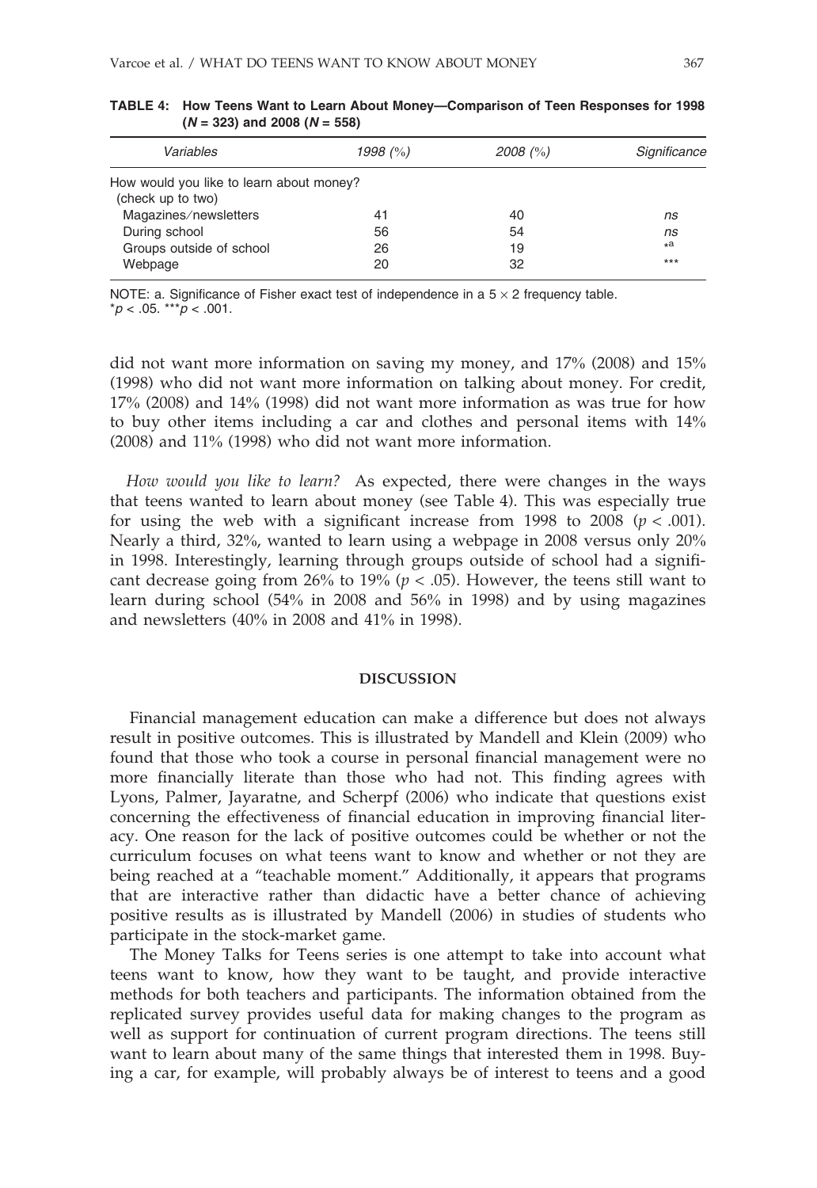**TABLE 4: How Teens Want to Learn About Money—Comparison of Teen Responses for 1998 ($N$ = 323) and 2008 ($N$ = 558)**

| *Variables* | *1998 (%)* | *2008 (%)* | *Significance* |
|---|---|---|---|
| How would you like to learn about money? (check up to two) | | | |
| Magazines/newsletters | 41 | 40 | *ns* |
| During school | 56 | 54 | *ns* |
| Groups outside of school | 26 | 19 | *[a] |
| Webpage | 20 | 32 | *** |

NOTE: a. Significance of Fisher exact test of independence in a 5 × 2 frequency table.
$*p < .05$. $***p < .001$.

did not want more information on saving my money, and 17% (2008) and 15% (1998) who did not want more information on talking about money. For credit, 17% (2008) and 14% (1998) did not want more information as was true for how to buy other items including a car and clothes and personal items with 14% (2008) and 11% (1998) who did not want more information.

*How would you like to learn?* As expected, there were changes in the ways that teens wanted to learn about money (see Table 4). This was especially true for using the web with a significant increase from 1998 to 2008 ($p < .001$). Nearly a third, 32%, wanted to learn using a webpage in 2008 versus only 20% in 1998. Interestingly, learning through groups outside of school had a significant decrease going from 26% to 19% ($p < .05$). However, the teens still want to learn during school (54% in 2008 and 56% in 1998) and by using magazines and newsletters (40% in 2008 and 41% in 1998).

## DISCUSSION

Financial management education can make a difference but does not always result in positive outcomes. This is illustrated by Mandell and Klein (2009) who found that those who took a course in personal financial management were no more financially literate than those who had not. This finding agrees with Lyons, Palmer, Jayaratne, and Scherpf (2006) who indicate that questions exist concerning the effectiveness of financial education in improving financial literacy. One reason for the lack of positive outcomes could be whether or not the curriculum focuses on what teens want to know and whether or not they are being reached at a "teachable moment." Additionally, it appears that programs that are interactive rather than didactic have a better chance of achieving positive results as is illustrated by Mandell (2006) in studies of students who participate in the stock-market game.

The Money Talks for Teens series is one attempt to take into account what teens want to know, how they want to be taught, and provide interactive methods for both teachers and participants. The information obtained from the replicated survey provides useful data for making changes to the program as well as support for continuation of current program directions. The teens still want to learn about many of the same things that interested them in 1998. Buying a car, for example, will probably always be of interest to teens and a good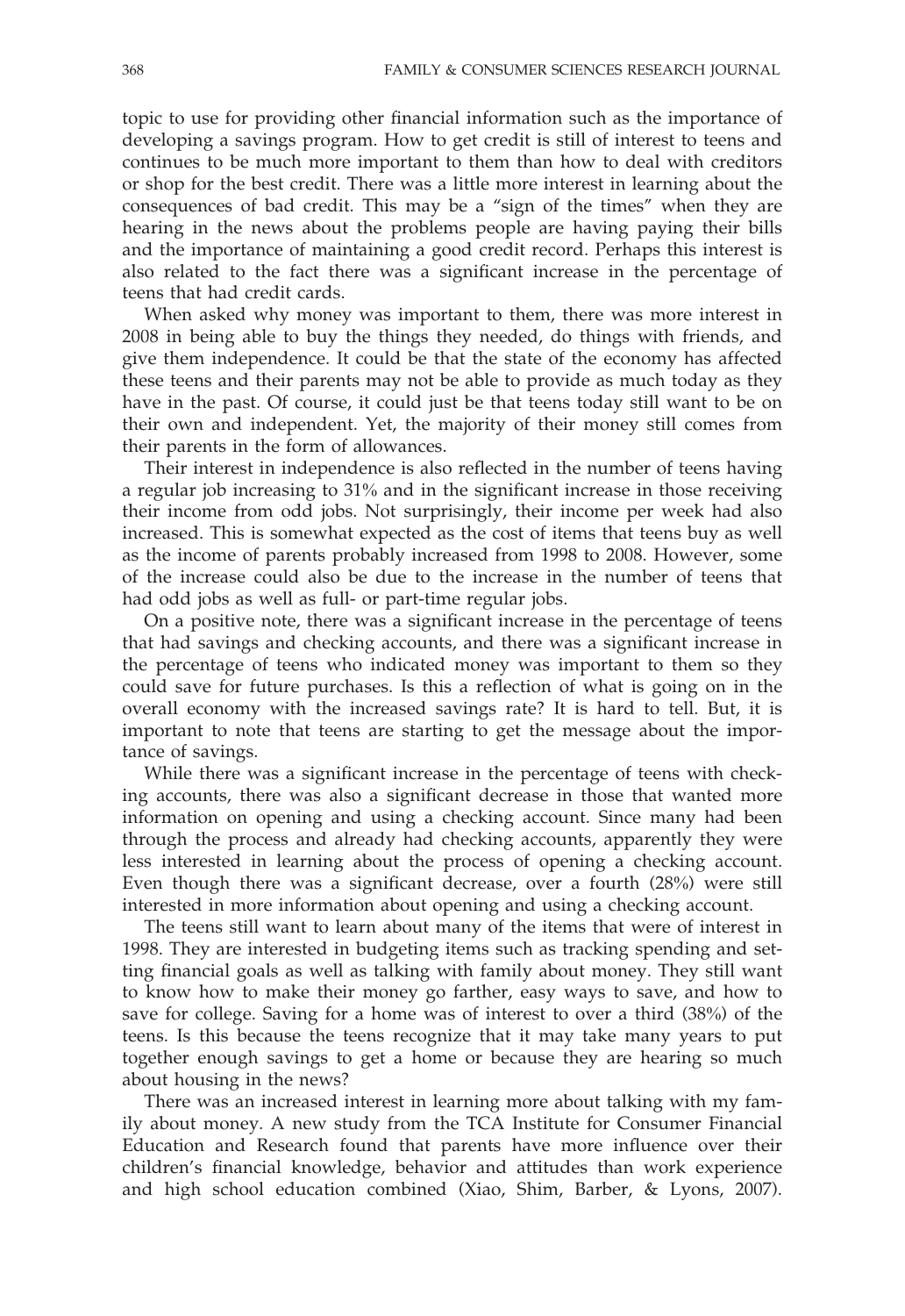topic to use for providing other financial information such as the importance of developing a savings program. How to get credit is still of interest to teens and continues to be much more important to them than how to deal with creditors or shop for the best credit. There was a little more interest in learning about the consequences of bad credit. This may be a "sign of the times" when they are hearing in the news about the problems people are having paying their bills and the importance of maintaining a good credit record. Perhaps this interest is also related to the fact there was a significant increase in the percentage of teens that had credit cards.

When asked why money was important to them, there was more interest in 2008 in being able to buy the things they needed, do things with friends, and give them independence. It could be that the state of the economy has affected these teens and their parents may not be able to provide as much today as they have in the past. Of course, it could just be that teens today still want to be on their own and independent. Yet, the majority of their money still comes from their parents in the form of allowances.

Their interest in independence is also reflected in the number of teens having a regular job increasing to 31% and in the significant increase in those receiving their income from odd jobs. Not surprisingly, their income per week had also increased. This is somewhat expected as the cost of items that teens buy as well as the income of parents probably increased from 1998 to 2008. However, some of the increase could also be due to the increase in the number of teens that had odd jobs as well as full- or part-time regular jobs.

On a positive note, there was a significant increase in the percentage of teens that had savings and checking accounts, and there was a significant increase in the percentage of teens who indicated money was important to them so they could save for future purchases. Is this a reflection of what is going on in the overall economy with the increased savings rate? It is hard to tell. But, it is important to note that teens are starting to get the message about the importance of savings.

While there was a significant increase in the percentage of teens with checking accounts, there was also a significant decrease in those that wanted more information on opening and using a checking account. Since many had been through the process and already had checking accounts, apparently they were less interested in learning about the process of opening a checking account. Even though there was a significant decrease, over a fourth (28%) were still interested in more information about opening and using a checking account.

The teens still want to learn about many of the items that were of interest in 1998. They are interested in budgeting items such as tracking spending and setting financial goals as well as talking with family about money. They still want to know how to make their money go farther, easy ways to save, and how to save for college. Saving for a home was of interest to over a third (38%) of the teens. Is this because the teens recognize that it may take many years to put together enough savings to get a home or because they are hearing so much about housing in the news?

There was an increased interest in learning more about talking with my family about money. A new study from the TCA Institute for Consumer Financial Education and Research found that parents have more influence over their children's financial knowledge, behavior and attitudes than work experience and high school education combined (Xiao, Shim, Barber, & Lyons, 2007).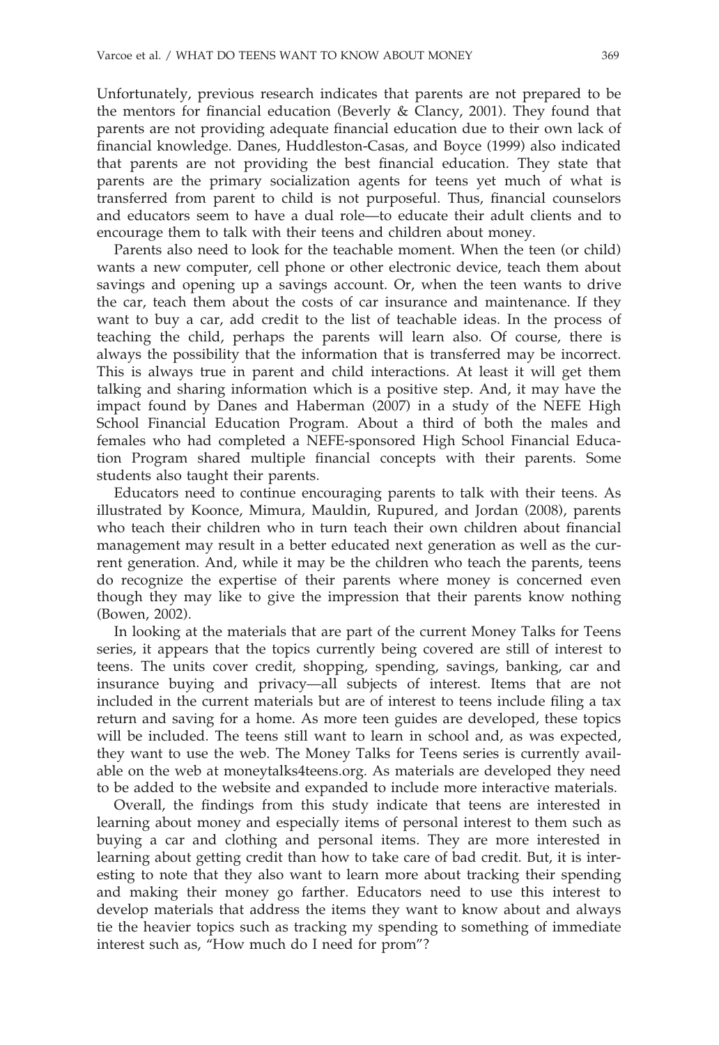Unfortunately, previous research indicates that parents are not prepared to be the mentors for financial education (Beverly & Clancy, 2001). They found that parents are not providing adequate financial education due to their own lack of financial knowledge. Danes, Huddleston-Casas, and Boyce (1999) also indicated that parents are not providing the best financial education. They state that parents are the primary socialization agents for teens yet much of what is transferred from parent to child is not purposeful. Thus, financial counselors and educators seem to have a dual role—to educate their adult clients and to encourage them to talk with their teens and children about money.

Parents also need to look for the teachable moment. When the teen (or child) wants a new computer, cell phone or other electronic device, teach them about savings and opening up a savings account. Or, when the teen wants to drive the car, teach them about the costs of car insurance and maintenance. If they want to buy a car, add credit to the list of teachable ideas. In the process of teaching the child, perhaps the parents will learn also. Of course, there is always the possibility that the information that is transferred may be incorrect. This is always true in parent and child interactions. At least it will get them talking and sharing information which is a positive step. And, it may have the impact found by Danes and Haberman (2007) in a study of the NEFE High School Financial Education Program. About a third of both the males and females who had completed a NEFE-sponsored High School Financial Education Program shared multiple financial concepts with their parents. Some students also taught their parents.

Educators need to continue encouraging parents to talk with their teens. As illustrated by Koonce, Mimura, Mauldin, Rupured, and Jordan (2008), parents who teach their children who in turn teach their own children about financial management may result in a better educated next generation as well as the current generation. And, while it may be the children who teach the parents, teens do recognize the expertise of their parents where money is concerned even though they may like to give the impression that their parents know nothing (Bowen, 2002).

In looking at the materials that are part of the current Money Talks for Teens series, it appears that the topics currently being covered are still of interest to teens. The units cover credit, shopping, spending, savings, banking, car and insurance buying and privacy—all subjects of interest. Items that are not included in the current materials but are of interest to teens include filing a tax return and saving for a home. As more teen guides are developed, these topics will be included. The teens still want to learn in school and, as was expected, they want to use the web. The Money Talks for Teens series is currently available on the web at moneytalks4teens.org. As materials are developed they need to be added to the website and expanded to include more interactive materials.

Overall, the findings from this study indicate that teens are interested in learning about money and especially items of personal interest to them such as buying a car and clothing and personal items. They are more interested in learning about getting credit than how to take care of bad credit. But, it is interesting to note that they also want to learn more about tracking their spending and making their money go farther. Educators need to use this interest to develop materials that address the items they want to know about and always tie the heavier topics such as tracking my spending to something of immediate interest such as, "How much do I need for prom"?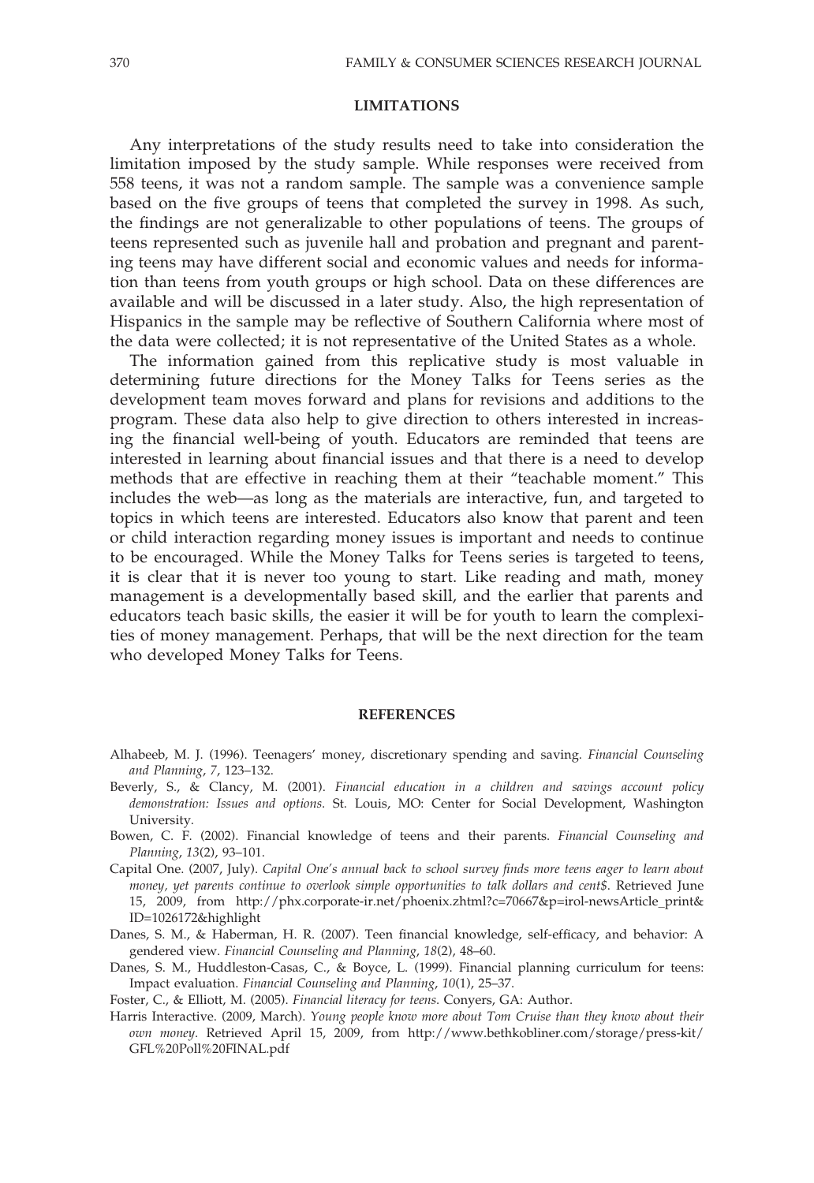## LIMITATIONS

Any interpretations of the study results need to take into consideration the limitation imposed by the study sample. While responses were received from 558 teens, it was not a random sample. The sample was a convenience sample based on the five groups of teens that completed the survey in 1998. As such, the findings are not generalizable to other populations of teens. The groups of teens represented such as juvenile hall and probation and pregnant and parenting teens may have different social and economic values and needs for information than teens from youth groups or high school. Data on these differences are available and will be discussed in a later study. Also, the high representation of Hispanics in the sample may be reflective of Southern California where most of the data were collected; it is not representative of the United States as a whole.

The information gained from this replicative study is most valuable in determining future directions for the Money Talks for Teens series as the development team moves forward and plans for revisions and additions to the program. These data also help to give direction to others interested in increasing the financial well-being of youth. Educators are reminded that teens are interested in learning about financial issues and that there is a need to develop methods that are effective in reaching them at their "teachable moment." This includes the web—as long as the materials are interactive, fun, and targeted to topics in which teens are interested. Educators also know that parent and teen or child interaction regarding money issues is important and needs to continue to be encouraged. While the Money Talks for Teens series is targeted to teens, it is clear that it is never too young to start. Like reading and math, money management is a developmentally based skill, and the earlier that parents and educators teach basic skills, the easier it will be for youth to learn the complexities of money management. Perhaps, that will be the next direction for the team who developed Money Talks for Teens.

## REFERENCES

Alhabeeb, M. J. (1996). Teenagers' money, discretionary spending and saving. *Financial Counseling and Planning*, *7*, 123–132.

Beverly, S., & Clancy, M. (2001). *Financial education in a children and savings account policy demonstration: Issues and options.* St. Louis, MO: Center for Social Development, Washington University.

Bowen, C. F. (2002). Financial knowledge of teens and their parents. *Financial Counseling and Planning*, *13*(2), 93–101.

Capital One. (2007, July). *Capital One's annual back to school survey finds more teens eager to learn about money, yet parents continue to overlook simple opportunities to talk dollars and cent$*. Retrieved June 15, 2009, from http://phx.corporate-ir.net/phoenix.zhtml?c=70667&p=irol-newsArticle_print&ID=1026172&highlight

Danes, S. M., & Haberman, H. R. (2007). Teen financial knowledge, self-efficacy, and behavior: A gendered view. *Financial Counseling and Planning*, *18*(2), 48–60.

Danes, S. M., Huddleston-Casas, C., & Boyce, L. (1999). Financial planning curriculum for teens: Impact evaluation. *Financial Counseling and Planning*, *10*(1), 25–37.

Foster, C., & Elliott, M. (2005). *Financial literacy for teens*. Conyers, GA: Author.

Harris Interactive. (2009, March). *Young people know more about Tom Cruise than they know about their own money*. Retrieved April 15, 2009, from http://www.bethkobliner.com/storage/press-kit/GFL%20Poll%20FINAL.pdf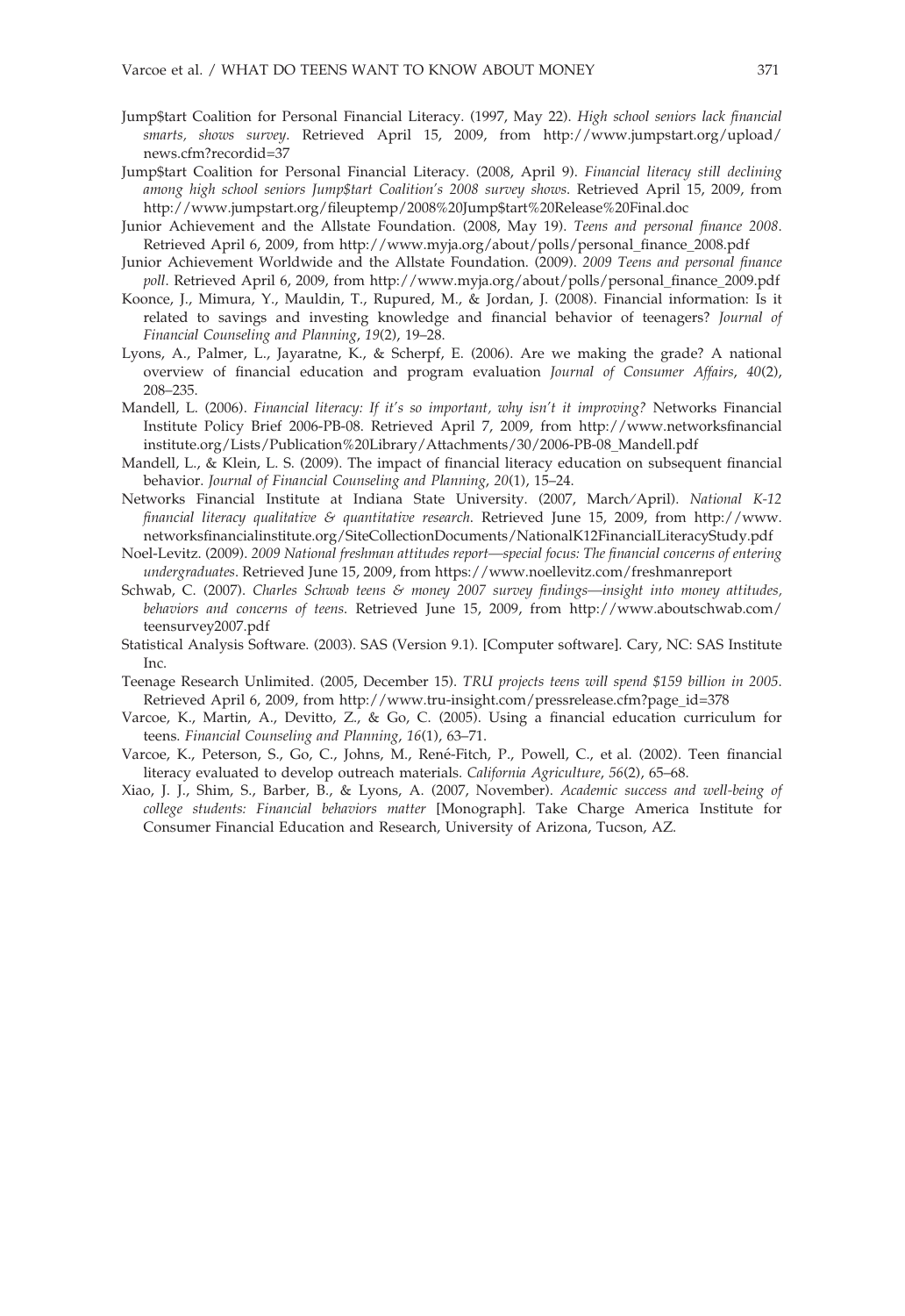Jump$tart Coalition for Personal Financial Literacy. (1997, May 22). *High school seniors lack financial smarts, shows survey*. Retrieved April 15, 2009, from http://www.jumpstart.org/upload/news.cfm?recordid=37

Jump$tart Coalition for Personal Financial Literacy. (2008, April 9). *Financial literacy still declining among high school seniors Jump$tart Coalition's 2008 survey shows*. Retrieved April 15, 2009, from http://www.jumpstart.org/fileuptemp/2008%20Jump$tart%20Release%20Final.doc

Junior Achievement and the Allstate Foundation. (2008, May 19). *Teens and personal finance 2008*. Retrieved April 6, 2009, from http://www.myja.org/about/polls/personal_finance_2008.pdf

Junior Achievement Worldwide and the Allstate Foundation. (2009). *2009 Teens and personal finance poll*. Retrieved April 6, 2009, from http://www.myja.org/about/polls/personal_finance_2009.pdf

Koonce, J., Mimura, Y., Mauldin, T., Rupured, M., & Jordan, J. (2008). Financial information: Is it related to savings and investing knowledge and financial behavior of teenagers? *Journal of Financial Counseling and Planning*, *19*(2), 19–28.

Lyons, A., Palmer, L., Jayaratne, K., & Scherpf, E. (2006). Are we making the grade? A national overview of financial education and program evaluation *Journal of Consumer Affairs*, *40*(2), 208–235.

Mandell, L. (2006). *Financial literacy: If it's so important, why isn't it improving?* Networks Financial Institute Policy Brief 2006-PB-08. Retrieved April 7, 2009, from http://www.networksfinancialinstitute.org/Lists/Publication%20Library/Attachments/30/2006-PB-08_Mandell.pdf

Mandell, L., & Klein, L. S. (2009). The impact of financial literacy education on subsequent financial behavior. *Journal of Financial Counseling and Planning*, *20*(1), 15–24.

Networks Financial Institute at Indiana State University. (2007, March/April). *National K-12 financial literacy qualitative & quantitative research*. Retrieved June 15, 2009, from http://www.networksfinancialinstitute.org/SiteCollectionDocuments/NationalK12FinancialLiteracyStudy.pdf

Noel-Levitz. (2009). *2009 National freshman attitudes report—special focus: The financial concerns of entering undergraduates*. Retrieved June 15, 2009, from https://www.noellevitz.com/freshmanreport

Schwab, C. (2007). *Charles Schwab teens & money 2007 survey findings—insight into money attitudes, behaviors and concerns of teens*. Retrieved June 15, 2009, from http://www.aboutschwab.com/teensurvey2007.pdf

Statistical Analysis Software. (2003). SAS (Version 9.1). [Computer software]. Cary, NC: SAS Institute Inc.

Teenage Research Unlimited. (2005, December 15). *TRU projects teens will spend $159 billion in 2005*. Retrieved April 6, 2009, from http://www.tru-insight.com/pressrelease.cfm?page_id=378

Varcoe, K., Martin, A., Devitto, Z., & Go, C. (2005). Using a financial education curriculum for teens. *Financial Counseling and Planning*, *16*(1), 63–71.

Varcoe, K., Peterson, S., Go, C., Johns, M., René-Fitch, P., Powell, C., et al. (2002). Teen financial literacy evaluated to develop outreach materials. *California Agriculture*, *56*(2), 65–68.

Xiao, J. J., Shim, S., Barber, B., & Lyons, A. (2007, November). *Academic success and well-being of college students: Financial behaviors matter* [Monograph]. Take Charge America Institute for Consumer Financial Education and Research, University of Arizona, Tucson, AZ.